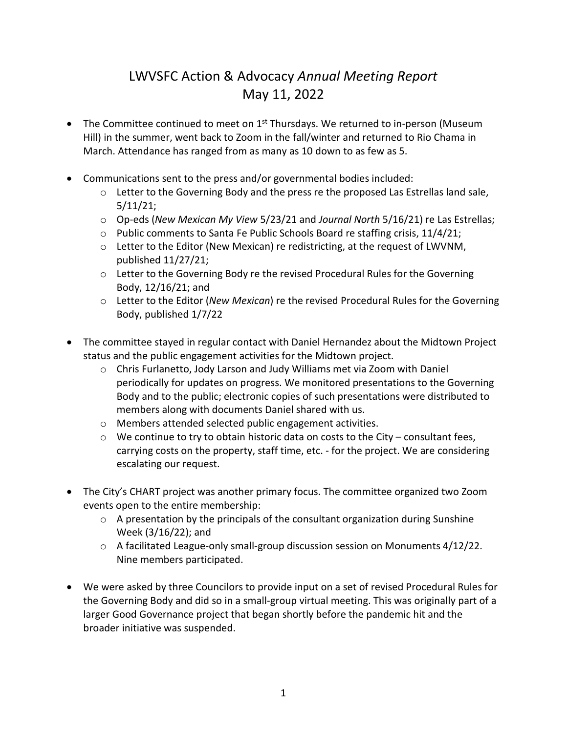# LWVSFC Action & Advocacy *Annual Meeting Report*
## May 11, 2022

- The Committee continued to meet on 1st Thursdays. We returned to in-person (Museum Hill) in the summer, went back to Zoom in the fall/winter and returned to Rio Chama in March. Attendance has ranged from as many as 10 down to as few as 5.

- Communications sent to the press and/or governmental bodies included:
  - Letter to the Governing Body and the press re the proposed Las Estrellas land sale, 5/11/21;
  - Op-eds (*New Mexican My View* 5/23/21 and *Journal North* 5/16/21) re Las Estrellas;
  - Public comments to Santa Fe Public Schools Board re staffing crisis, 11/4/21;
  - Letter to the Editor (New Mexican) re redistricting, at the request of LWVNM, published 11/27/21;
  - Letter to the Governing Body re the revised Procedural Rules for the Governing Body, 12/16/21; and
  - Letter to the Editor (*New Mexican*) re the revised Procedural Rules for the Governing Body, published 1/7/22

- The committee stayed in regular contact with Daniel Hernandez about the Midtown Project status and the public engagement activities for the Midtown project.
  - Chris Furlanetto, Jody Larson and Judy Williams met via Zoom with Daniel periodically for updates on progress. We monitored presentations to the Governing Body and to the public; electronic copies of such presentations were distributed to members along with documents Daniel shared with us.
  - Members attended selected public engagement activities.
  - We continue to try to obtain historic data on costs to the City – consultant fees, carrying costs on the property, staff time, etc. - for the project. We are considering escalating our request.

- The City's CHART project was another primary focus. The committee organized two Zoom events open to the entire membership:
  - A presentation by the principals of the consultant organization during Sunshine Week (3/16/22); and
  - A facilitated League-only small-group discussion session on Monuments 4/12/22. Nine members participated.

- We were asked by three Councilors to provide input on a set of revised Procedural Rules for the Governing Body and did so in a small-group virtual meeting. This was originally part of a larger Good Governance project that began shortly before the pandemic hit and the broader initiative was suspended.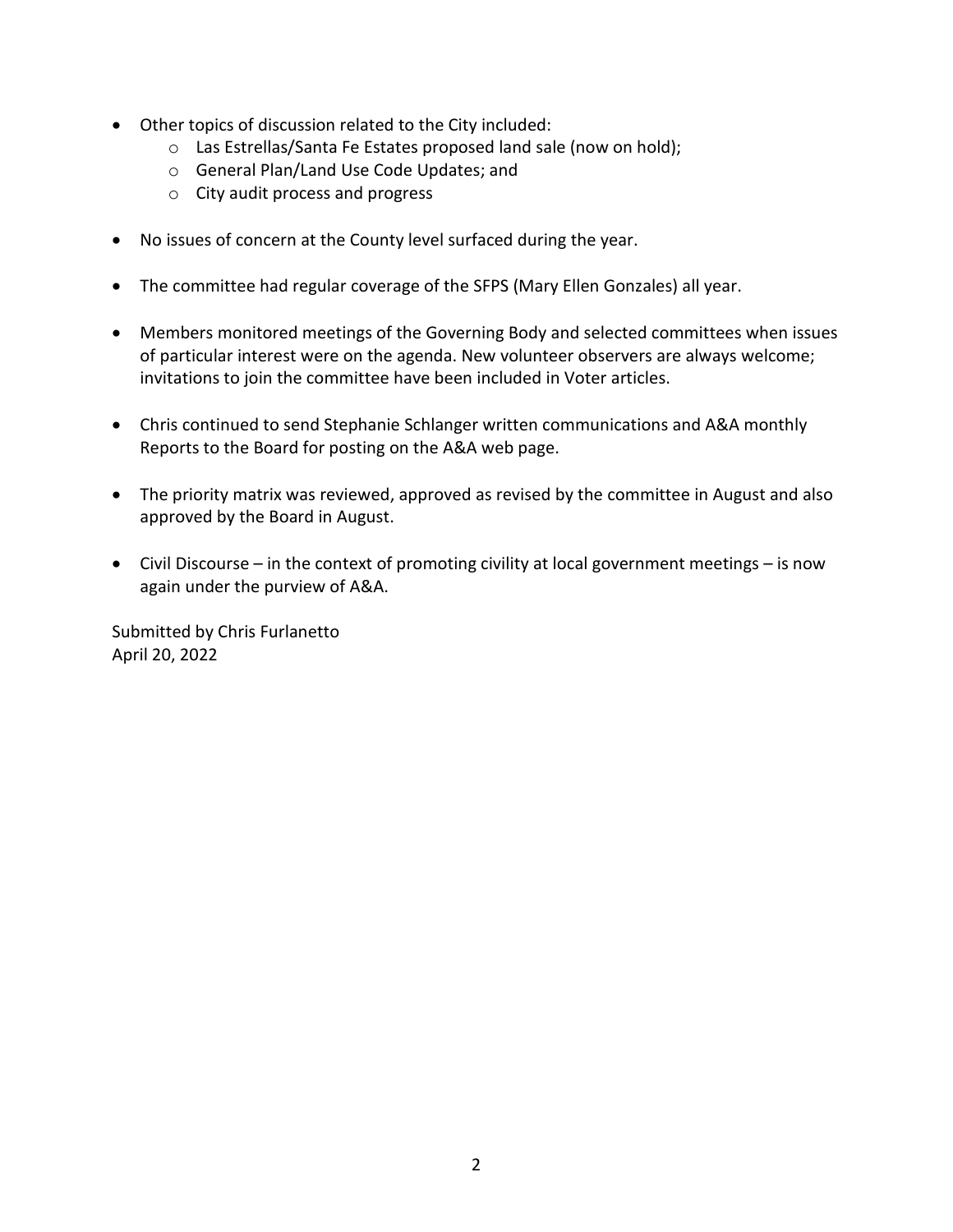- Other topics of discussion related to the City included:
  - Las Estrellas/Santa Fe Estates proposed land sale (now on hold);
  - General Plan/Land Use Code Updates; and
  - City audit process and progress
- No issues of concern at the County level surfaced during the year.
- The committee had regular coverage of the SFPS (Mary Ellen Gonzales) all year.
- Members monitored meetings of the Governing Body and selected committees when issues of particular interest were on the agenda. New volunteer observers are always welcome; invitations to join the committee have been included in Voter articles.
- Chris continued to send Stephanie Schlanger written communications and A&A monthly Reports to the Board for posting on the A&A web page.
- The priority matrix was reviewed, approved as revised by the committee in August and also approved by the Board in August.
- Civil Discourse – in the context of promoting civility at local government meetings – is now again under the purview of A&A.

Submitted by Chris Furlanetto
April 20, 2022